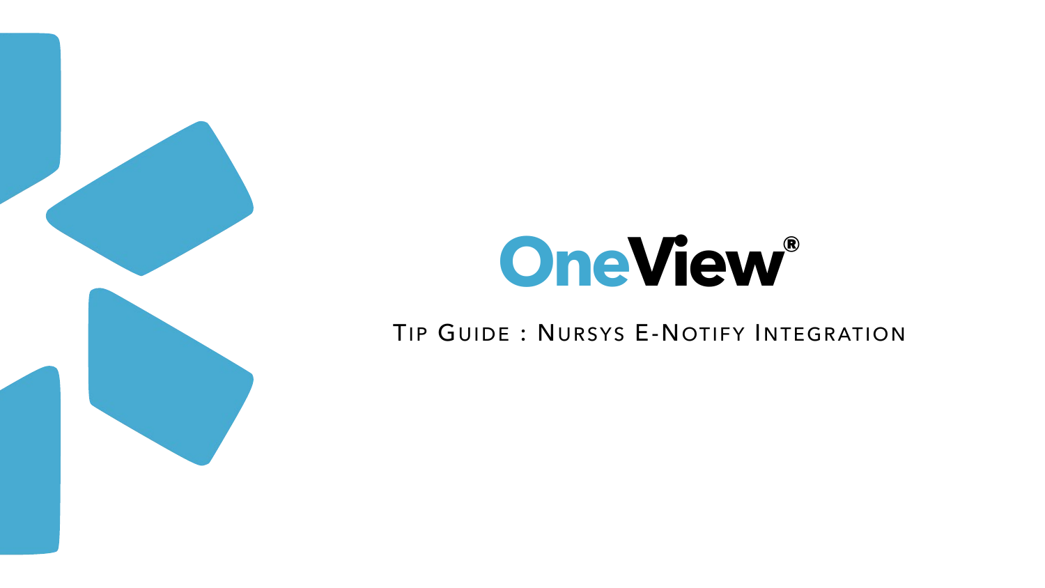# OneView®

## Tip Guide : Nursys E-Notify Integration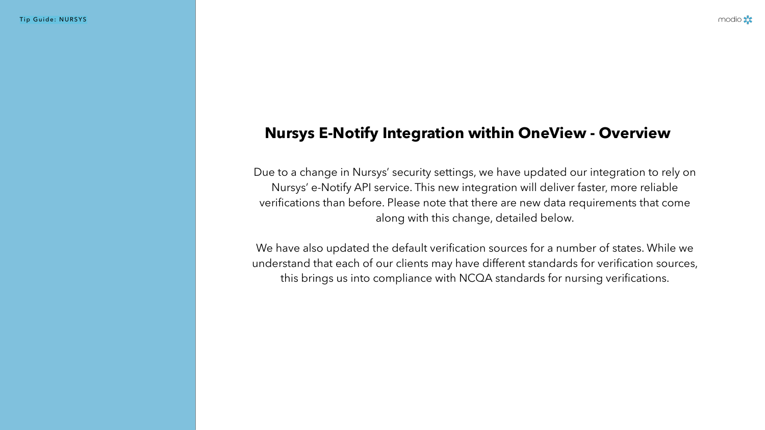# Nursys E-Notify Integration within OneView - Overview

Due to a change in Nursys' security settings, we have updated our integration to rely on Nursys' e-Notify API service. This new integration will deliver faster, more reliable verifications than before. Please note that there are new data requirements that come along with this change, detailed below.

We have also updated the default verification sources for a number of states. While we understand that each of our clients may have different standards for verification sources, this brings us into compliance with NCQA standards for nursing verifications.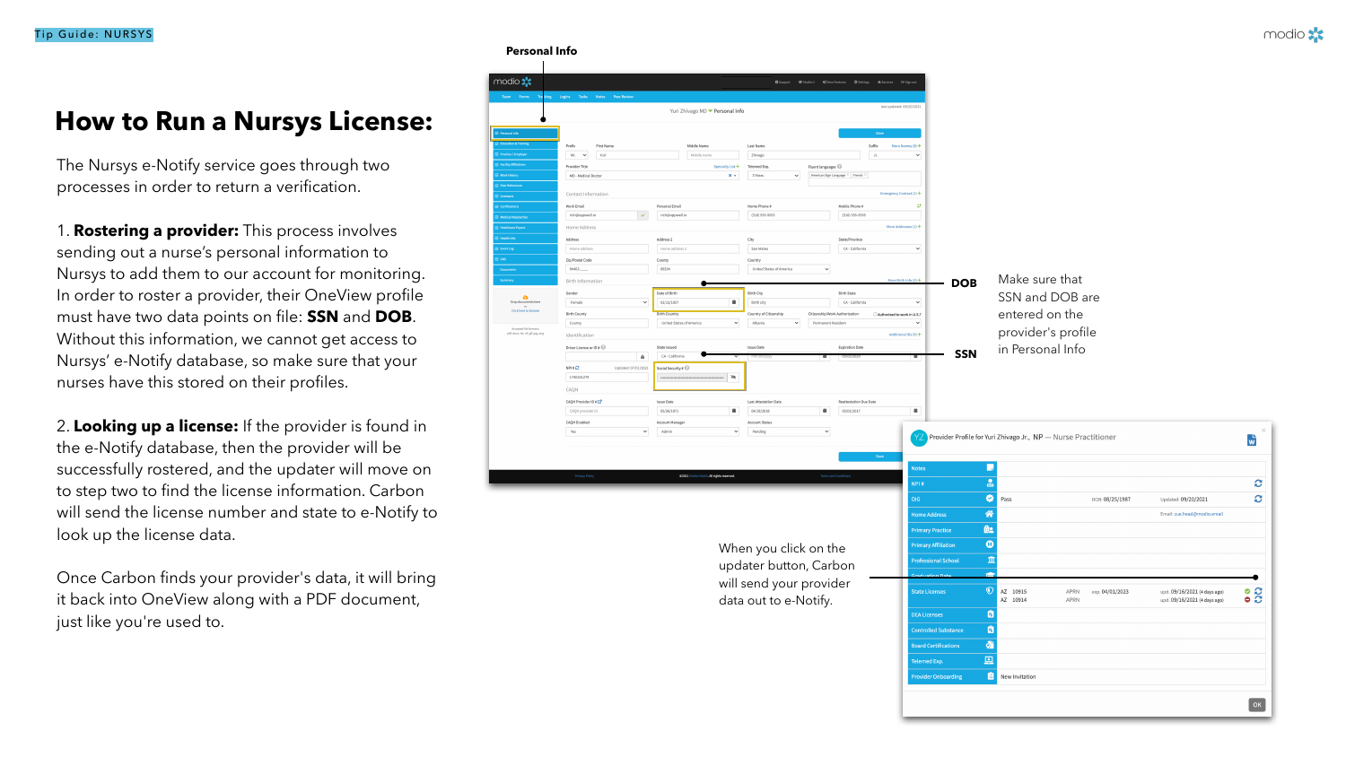Tip Guide: NURSYS

# How to Run a Nursys License:

The Nursys e-Notify service goes through two processes in order to return a verification.

1. **Rostering a provider:** This process involves sending out a nurse's personal information to Nursys to add them to our account for monitoring. In order to roster a provider, their OneView profile must have two data points on file: **SSN** and **DOB**. Without this information, we cannot get access to Nursys' e-Notify database, so make sure that your nurses have this stored on their profiles.

2. **Looking up a license:** If the provider is found in the e-Notify database, then the provider will be successfully rostered, and the updater will move on to step two to find the license information. Carbon will send the license number and state to e-Notify to look up the license data.

Once Carbon finds your provider's data, it will bring it back into OneView along with a PDF document, just like you're used to.

**Personal Info**

**DOB**

**SSN**

Make sure that SSN and DOB are entered on the provider's profile in Personal Info

When you click on the updater button, Carbon will send your provider data out to e-Notify.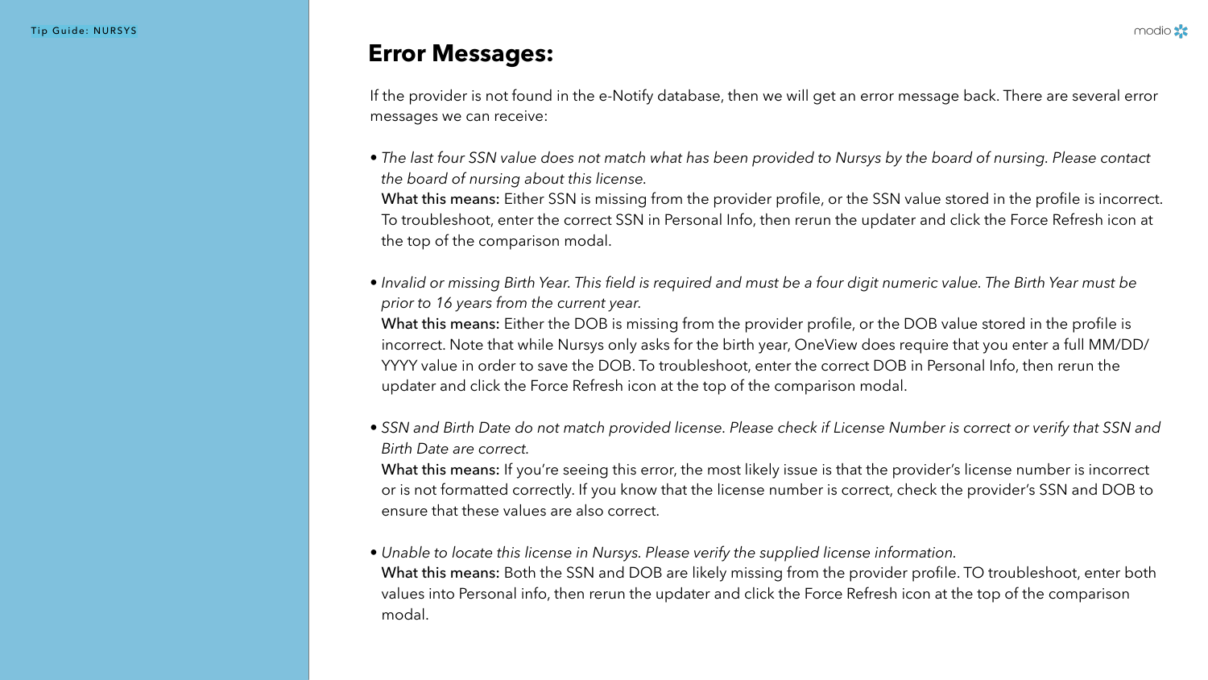## Error Messages:

If the provider is not found in the e-Notify database, then we will get an error message back. There are several error messages we can receive:

- *The last four SSN value does not match what has been provided to Nursys by the board of nursing. Please contact the board of nursing about this license.*
  **What this means:** Either SSN is missing from the provider profile, or the SSN value stored in the profile is incorrect. To troubleshoot, enter the correct SSN in Personal Info, then rerun the updater and click the Force Refresh icon at the top of the comparison modal.

- *Invalid or missing Birth Year. This field is required and must be a four digit numeric value. The Birth Year must be prior to 16 years from the current year.*
  **What this means:** Either the DOB is missing from the provider profile, or the DOB value stored in the profile is incorrect. Note that while Nursys only asks for the birth year, OneView does require that you enter a full MM/DD/YYYY value in order to save the DOB. To troubleshoot, enter the correct DOB in Personal Info, then rerun the updater and click the Force Refresh icon at the top of the comparison modal.

- *SSN and Birth Date do not match provided license. Please check if License Number is correct or verify that SSN and Birth Date are correct.*
  **What this means:** If you're seeing this error, the most likely issue is that the provider's license number is incorrect or is not formatted correctly. If you know that the license number is correct, check the provider's SSN and DOB to ensure that these values are also correct.

- *Unable to locate this license in Nursys. Please verify the supplied license information.*
  **What this means:** Both the SSN and DOB are likely missing from the provider profile. TO troubleshoot, enter both values into Personal info, then rerun the updater and click the Force Refresh icon at the top of the comparison modal.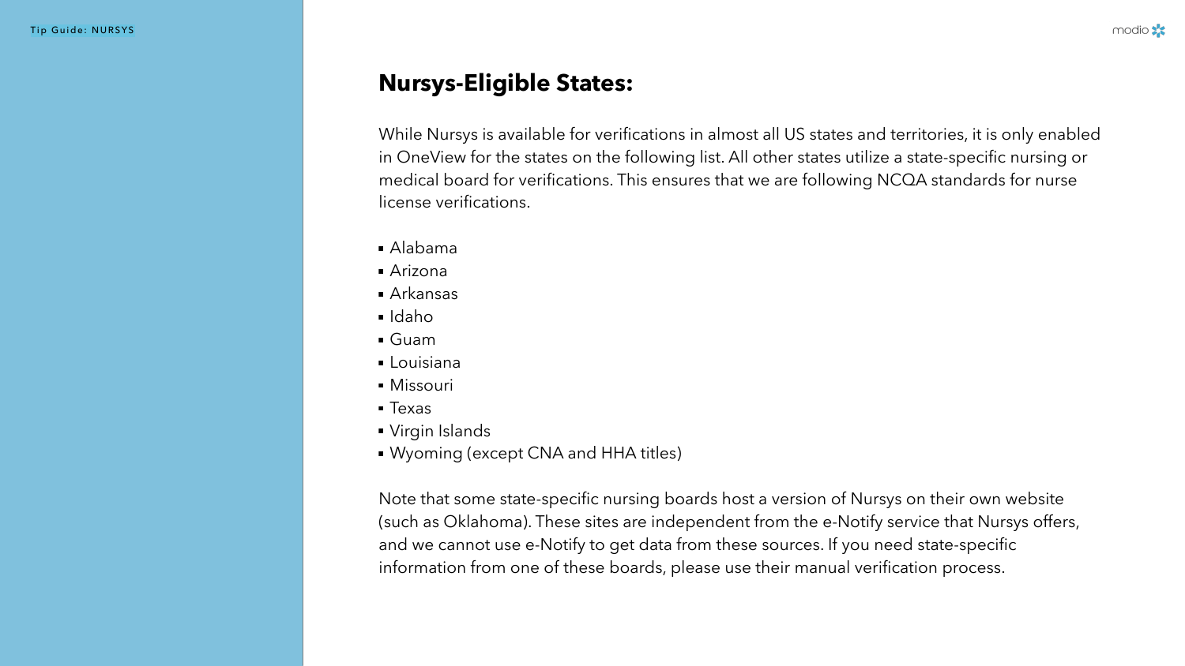## Nursys-Eligible States:

While Nursys is available for verifications in almost all US states and territories, it is only enabled in OneView for the states on the following list. All other states utilize a state-specific nursing or medical board for verifications. This ensures that we are following NCQA standards for nurse license verifications.

- Alabama
- Arizona
- Arkansas
- Idaho
- Guam
- Louisiana
- Missouri
- Texas
- Virgin Islands
- Wyoming (except CNA and HHA titles)

Note that some state-specific nursing boards host a version of Nursys on their own website (such as Oklahoma). These sites are independent from the e-Notify service that Nursys offers, and we cannot use e-Notify to get data from these sources. If you need state-specific information from one of these boards, please use their manual verification process.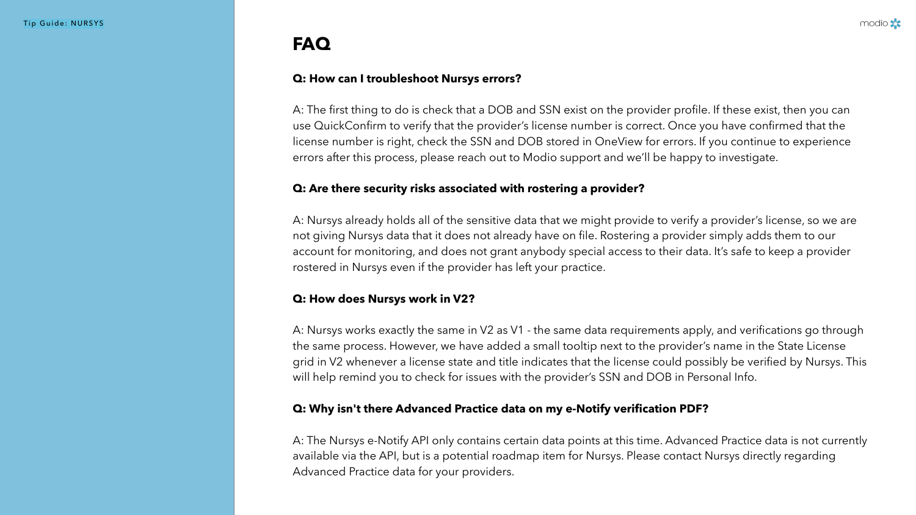# FAQ

**Q: How can I troubleshoot Nursys errors?**

A: The first thing to do is check that a DOB and SSN exist on the provider profile. If these exist, then you can use QuickConfirm to verify that the provider's license number is correct. Once you have confirmed that the license number is right, check the SSN and DOB stored in OneView for errors. If you continue to experience errors after this process, please reach out to Modio support and we'll be happy to investigate.

**Q: Are there security risks associated with rostering a provider?**

A: Nursys already holds all of the sensitive data that we might provide to verify a provider's license, so we are not giving Nursys data that it does not already have on file. Rostering a provider simply adds them to our account for monitoring, and does not grant anybody special access to their data. It's safe to keep a provider rostered in Nursys even if the provider has left your practice.

**Q: How does Nursys work in V2?**

A: Nursys works exactly the same in V2 as V1 - the same data requirements apply, and verifications go through the same process. However, we have added a small tooltip next to the provider's name in the State License grid in V2 whenever a license state and title indicates that the license could possibly be verified by Nursys. This will help remind you to check for issues with the provider's SSN and DOB in Personal Info.

**Q: Why isn't there Advanced Practice data on my e-Notify verification PDF?**

A: The Nursys e-Notify API only contains certain data points at this time. Advanced Practice data is not currently available via the API, but is a potential roadmap item for Nursys. Please contact Nursys directly regarding Advanced Practice data for your providers.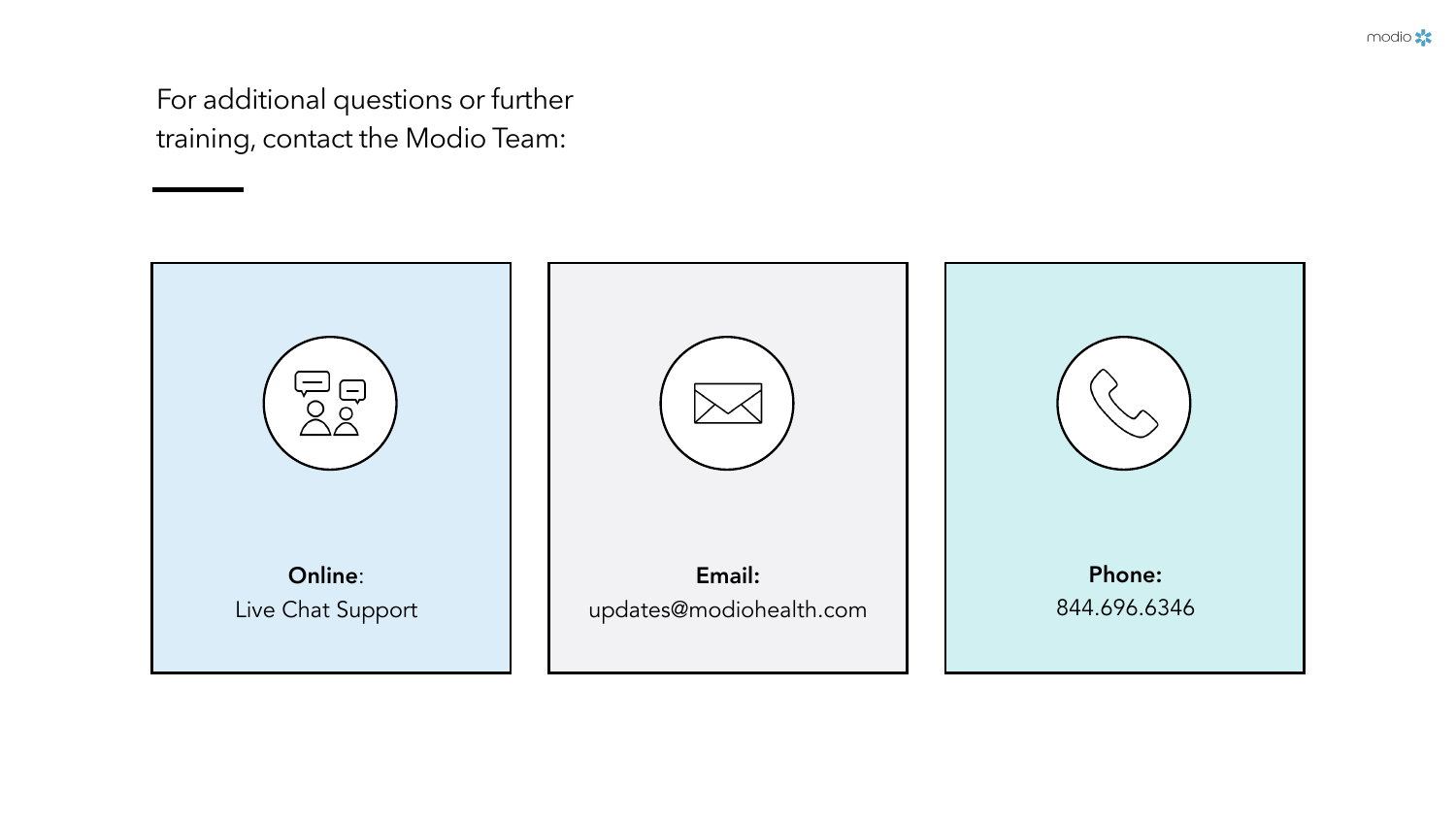For additional questions or further training, contact the Modio Team:

**Online**:
Live Chat Support

**Email:**
updates@modiohealth.com

**Phone:**
844.696.6346